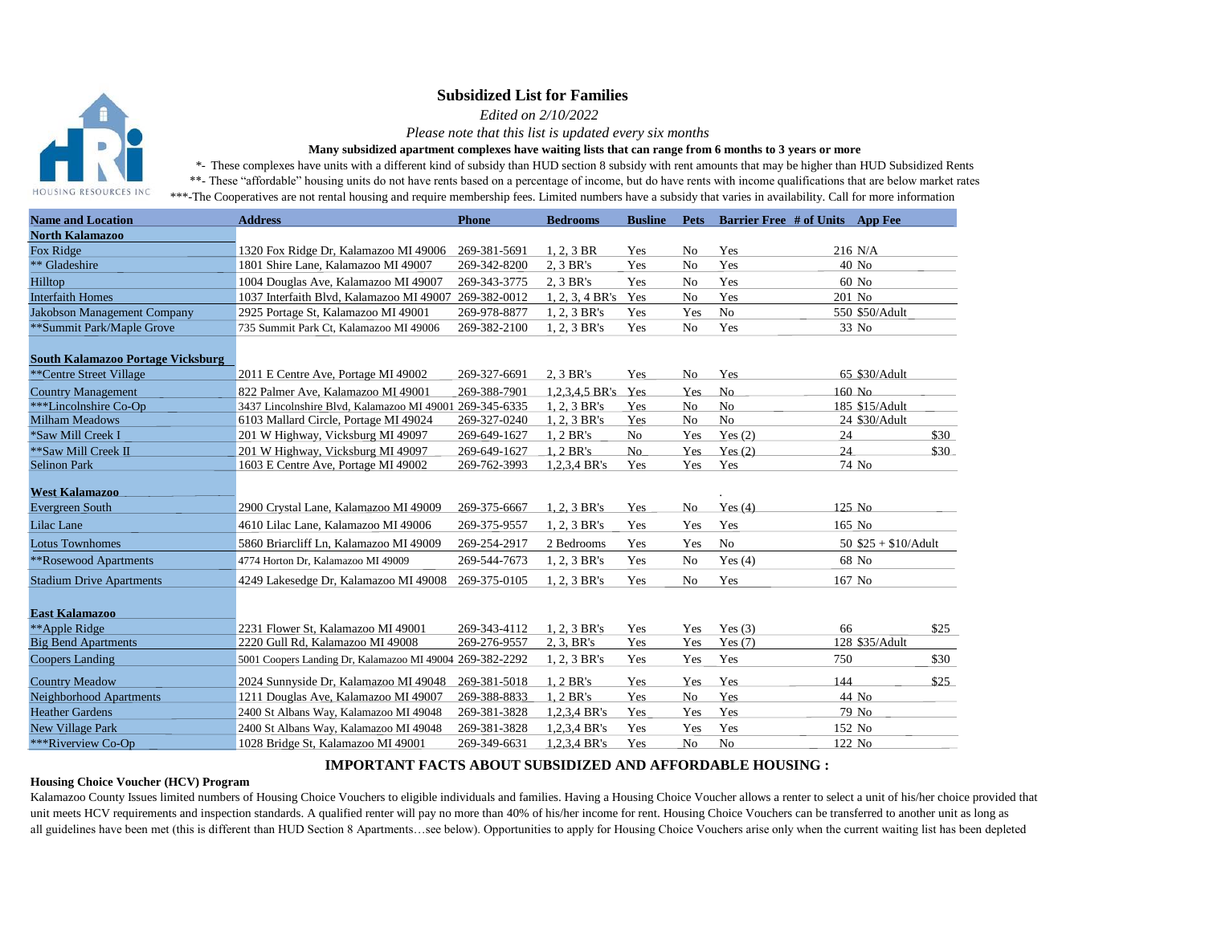HOUSING RESOURCES INC

## Subsidized List for Families

*Edited on 2/10/2022*

*Please note that this list is updated every six months*

**Many subsidized apartment complexes have waiting lists that can range from 6 months to 3 years or more**

*- These complexes have units with a different kind of subsidy than HUD section 8 subsidy with rent amounts that may be higher than HUD Subsidized Rents

**- These "affordable" housing units do not have rents based on a percentage of income, but do have rents with income qualifications that are below market rates

***-The Cooperatives are not rental housing and require membership fees. Limited numbers have a subsidy that varies in availability. Call for more information

| Name and Location | Address | Phone | Bedrooms | Busline | Pets | Barrier Free | # of Units | App Fee |
|---|---|---|---|---|---|---|---|---|
| **North Kalamazoo** | | | | | | | | |
| Fox Ridge | 1320 Fox Ridge Dr, Kalamazoo MI 49006 | 269-381-5691 | 1, 2, 3 BR | Yes | No | Yes | 216 | N/A |
| ** Gladeshire | 1801 Shire Lane, Kalamazoo MI 49007 | 269-342-8200 | 2, 3 BR's | Yes | No | Yes | 40 | No |
| Hilltop | 1004 Douglas Ave, Kalamazoo MI 49007 | 269-343-3775 | 2, 3 BR's | Yes | No | Yes | 60 | No |
| Interfaith Homes | 1037 Interfaith Blvd, Kalamazoo MI 49007 | 269-382-0012 | 1, 2, 3, 4 BR's | Yes | No | Yes | 201 | No |
| Jakobson Management Company | 2925 Portage St, Kalamazoo MI 49001 | 269-978-8877 | 1, 2, 3 BR's | Yes | Yes | No | 550 | $50/Adult |
| **Summit Park/Maple Grove | 735 Summit Park Ct, Kalamazoo MI 49006 | 269-382-2100 | 1, 2, 3 BR's | Yes | No | Yes | 33 | No |
| **South Kalamazoo Portage Vicksburg** | | | | | | | | |
| **Centre Street Village | 2011 E Centre Ave, Portage MI 49002 | 269-327-6691 | 2, 3 BR's | Yes | No | Yes | 65 | $30/Adult |
| Country Management | 822 Palmer Ave, Kalamazoo MI 49001 | 269-388-7901 | 1,2,3,4,5 BR's | Yes | Yes | No | 160 | No |
| ***Lincolnshire Co-Op | 3425 Lincolnshire Blvd, Kalamazoo MI 49001 | 269-345-6335 | 1, 2, 3 BR's | Yes | No | No | 185 | $15/Adult |
| Milham Meadows | 6103 Mallard Circle, Portage MI 49024 | 269-327-0240 | 1, 2, 3 BR's | Yes | No | No | 24 | $30/Adult |
| *Saw Mill Creek I | 201 W Highway, Vicksburg MI 49097 | 269-649-1627 | 1, 2 BR's | No | Yes | Yes (2) | 24 | $30 |
| **Saw Mill Creek II | 201 W Highway, Vicksburg MI 49097 | 269-649-1627 | 1, 2 BR's | No | Yes | Yes (2) | 24 | $30 |
| Selinon Park | 1603 E Centre Ave, Portage MI 49002 | 269-762-3993 | 1,2,3,4 BR's | Yes | Yes | Yes | 74 | No |
| **West Kalamazoo** | | | | | | | | |
| Evergreen South | 2900 Crystal Lane, Kalamazoo MI 49009 | 269-375-6667 | 1, 2, 3 BR's | Yes | No | Yes (4) | 125 | No |
| Lilac Lane | 4610 Lilac Lane, Kalamazoo MI 49006 | 269-375-9557 | 1, 2, 3 BR's | Yes | Yes | Yes | 165 | No |
| Lotus Townhomes | 5860 Briarcliff Ln, Kalamazoo MI 49009 | 269-254-2917 | 2 Bedrooms | Yes | Yes | No | 50 | $25 + $10/Adult |
| **Rosewood Apartments | 4774 Horton Dr, Kalamazoo MI 49009 | 269-544-7673 | 1, 2, 3 BR's | Yes | No | Yes (4) | 68 | No |
| Stadium Drive Apartments | 4249 Lakesedge Dr, Kalamazoo MI 49008 | 269-375-0105 | 1, 2, 3 BR's | Yes | No | Yes | 167 | No |
| **East Kalamazoo** | | | | | | | | |
| **Apple Ridge | 2231 Flower St, Kalamazoo MI 49001 | 269-343-4112 | 1, 2, 3 BR's | Yes | Yes | Yes (3) | 66 | $25 |
| Big Bend Apartments | 2220 Gull Rd, Kalamazoo MI 49008 | 269-276-9557 | 2, 3, BR's | Yes | Yes | Yes (7) | 128 | $35/Adult |
| Coopers Landing | 5001 Coopers Landing Dr, Kalamazoo MI 49004 | 269-382-2292 | 1, 2, 3 BR's | Yes | Yes | Yes | 750 | $30 |
| Country Meadow | 2024 Sunnyside Dr, Kalamazoo MI 49048 | 269-381-5018 | 1, 2 BR's | Yes | Yes | Yes | 144 | $25 |
| Neighborhood Apartments | 1211 Douglas Ave, Kalamazoo MI 49007 | 269-388-8833 | 1, 2 BR's | Yes | No | Yes | 44 | No |
| Heather Gardens | 2400 St Albans Way, Kalamazoo MI 49048 | 269-381-3828 | 1,2,3,4 BR's | Yes | Yes | Yes | 79 | No |
| New Village Park | 2400 St Albans Way, Kalamazoo MI 49048 | 269-381-3828 | 1,2,3,4 BR's | Yes | Yes | Yes | 152 | No |
| ***Riverview Co-Op | 1028 Bridge St, Kalamazoo MI 49001 | 269-349-6631 | 1,2,3,4 BR's | Yes | No | No | 122 | No |

## IMPORTANT FACTS ABOUT SUBSIDIZED AND AFFORDABLE HOUSING :

**Housing Choice Voucher (HCV) Program**

Kalamazoo County Issues limited numbers of Housing Choice Vouchers to eligible individuals and families. Having a Housing Choice Voucher allows a renter to select a unit of his/her choice provided that unit meets HCV requirements and inspection standards. A qualified renter will pay no more than 40% of his/her income for rent. Housing Choice Vouchers can be transferred to another unit as long as all guidelines have been met (this is different than HUD Section 8 Apartments…see below). Opportunities to apply for Housing Choice Vouchers arise only when the current waiting list has been depleted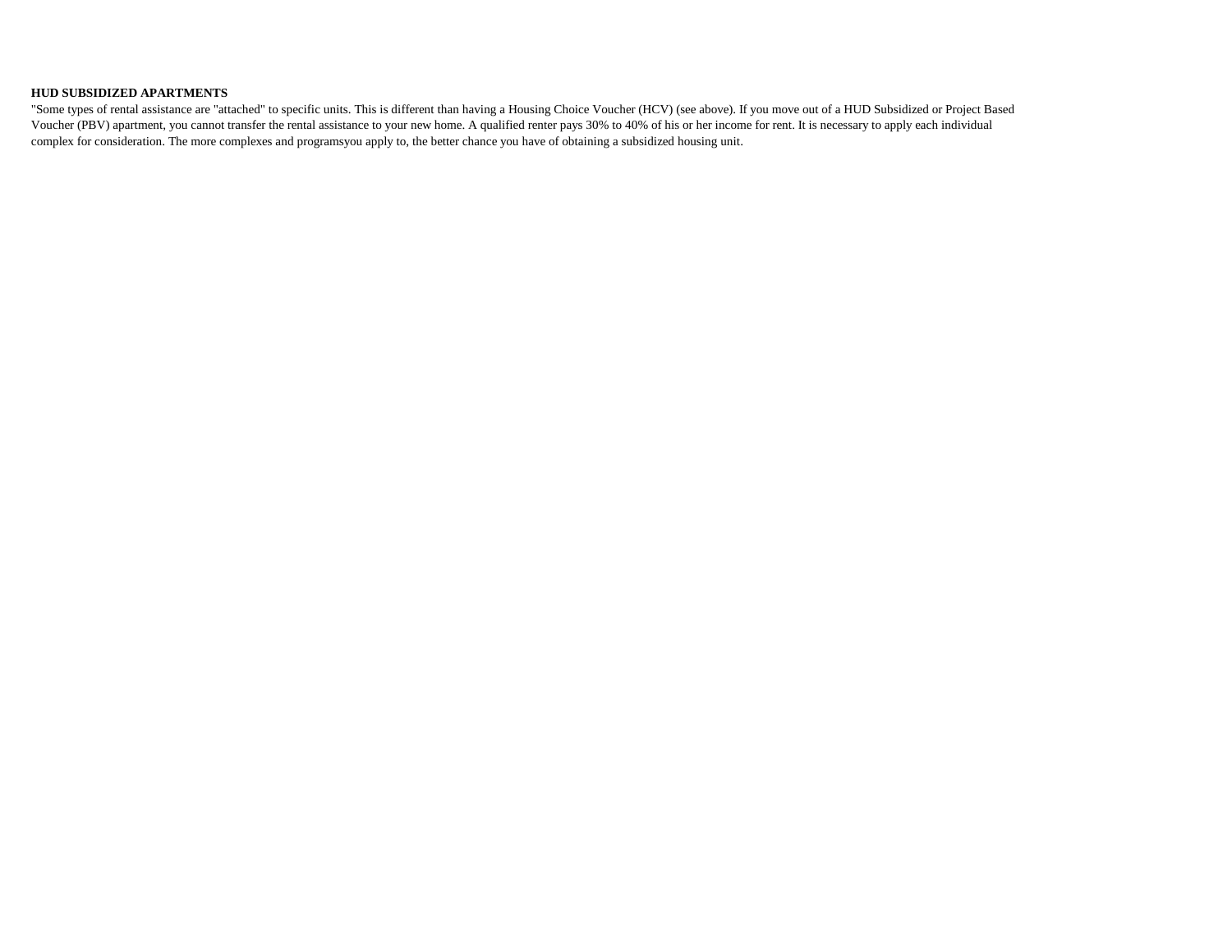**HUD SUBSIDIZED APARTMENTS**

"Some types of rental assistance are "attached" to specific units. This is different than having a Housing Choice Voucher (HCV) (see above). If you move out of a HUD Subsidized or Project Based Voucher (PBV) apartment, you cannot transfer the rental assistance to your new home. A qualified renter pays 30% to 40% of his or her income for rent. It is necessary to apply each individual complex for consideration. The more complexes and programsyou apply to, the better chance you have of obtaining a subsidized housing unit.